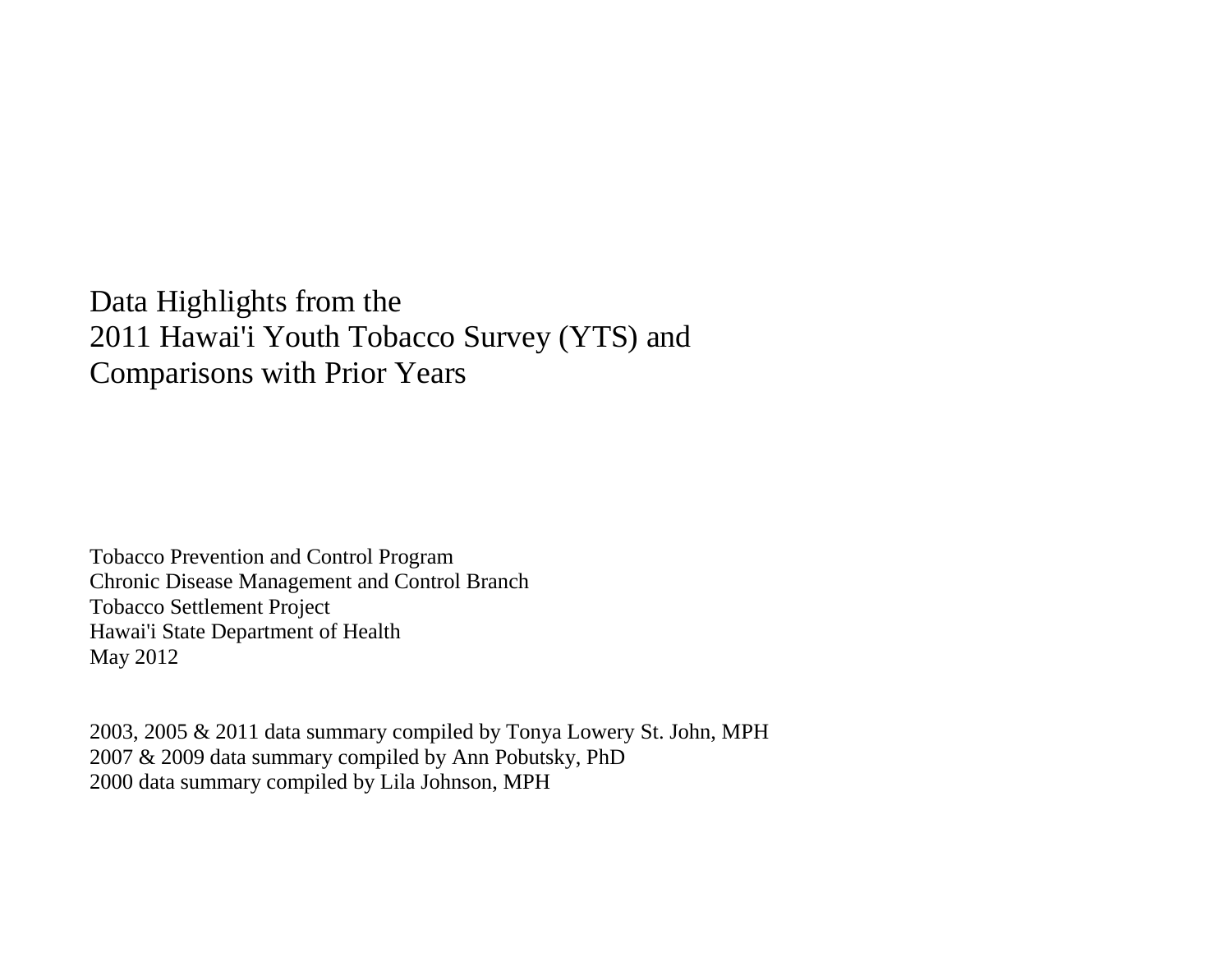# Data Highlights from the 2011 Hawai'i Youth Tobacco Survey (YTS) and Comparisons with Prior Years

Tobacco Prevention and Control Program
Chronic Disease Management and Control Branch
Tobacco Settlement Project
Hawai'i State Department of Health
May 2012

2003, 2005 & 2011 data summary compiled by Tonya Lowery St. John, MPH
2007 & 2009 data summary compiled by Ann Pobutsky, PhD
2000 data summary compiled by Lila Johnson, MPH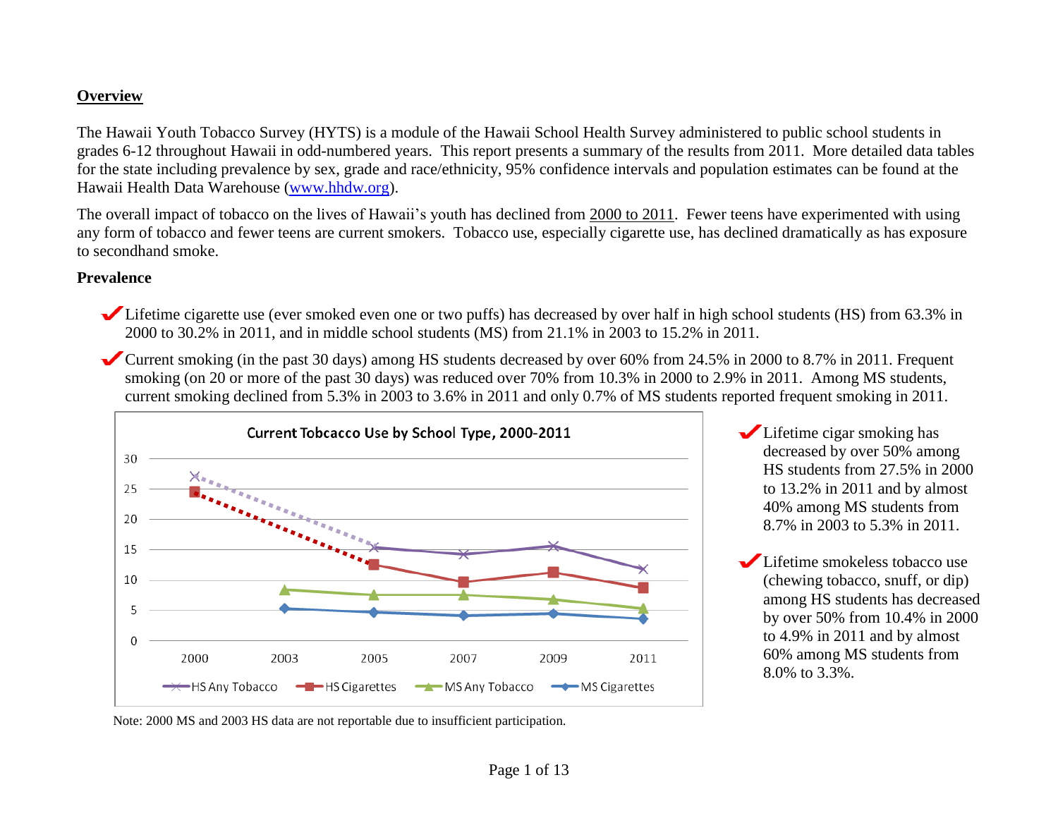## Overview

The Hawaii Youth Tobacco Survey (HYTS) is a module of the Hawaii School Health Survey administered to public school students in grades 6-12 throughout Hawaii in odd-numbered years. This report presents a summary of the results from 2011. More detailed data tables for the state including prevalence by sex, grade and race/ethnicity, 95% confidence intervals and population estimates can be found at the Hawaii Health Data Warehouse (www.hhdw.org).

The overall impact of tobacco on the lives of Hawaii's youth has declined from 2000 to 2011. Fewer teens have experimented with using any form of tobacco and fewer teens are current smokers. Tobacco use, especially cigarette use, has declined dramatically as has exposure to secondhand smoke.

**Prevalence**

- ✔ Lifetime cigarette use (ever smoked even one or two puffs) has decreased by over half in high school students (HS) from 63.3% in 2000 to 30.2% in 2011, and in middle school students (MS) from 21.1% in 2003 to 15.2% in 2011.
- ✔ Current smoking (in the past 30 days) among HS students decreased by over 60% from 24.5% in 2000 to 8.7% in 2011. Frequent smoking (on 20 or more of the past 30 days) was reduced over 70% from 10.3% in 2000 to 2.9% in 2011. Among MS students, current smoking declined from 5.3% in 2003 to 3.6% in 2011 and only 0.7% of MS students reported frequent smoking in 2011.

**Current Tobcacco Use by School Type, 2000-2011**

| Year | HS Any Tobacco | HS Cigarettes | MS Any Tobacco | MS Cigarettes |
|---|---|---|---|---|
| 2000 | 27 | 24.5 | | |
| 2003 | | | 8.4 | 5.3 |
| 2005 | 15.4 | 12.5 | 7.6 | 4.7 |
| 2007 | 14.3 | 9.7 | 7.6 | 4.1 |
| 2009 | 15.6 | 11.2 | 6.8 | 4.5 |
| 2011 | 11.8 | 8.7 | 5.3 | 3.6 |

Note: 2000 MS and 2003 HS data are not reportable due to insufficient participation.

- ✔ Lifetime cigar smoking has decreased by over 50% among HS students from 27.5% in 2000 to 13.2% in 2011 and by almost 40% among MS students from 8.7% in 2003 to 5.3% in 2011.
- ✔ Lifetime smokeless tobacco use (chewing tobacco, snuff, or dip) among HS students has decreased by over 50% from 10.4% in 2000 to 4.9% in 2011 and by almost 60% among MS students from 8.0% to 3.3%.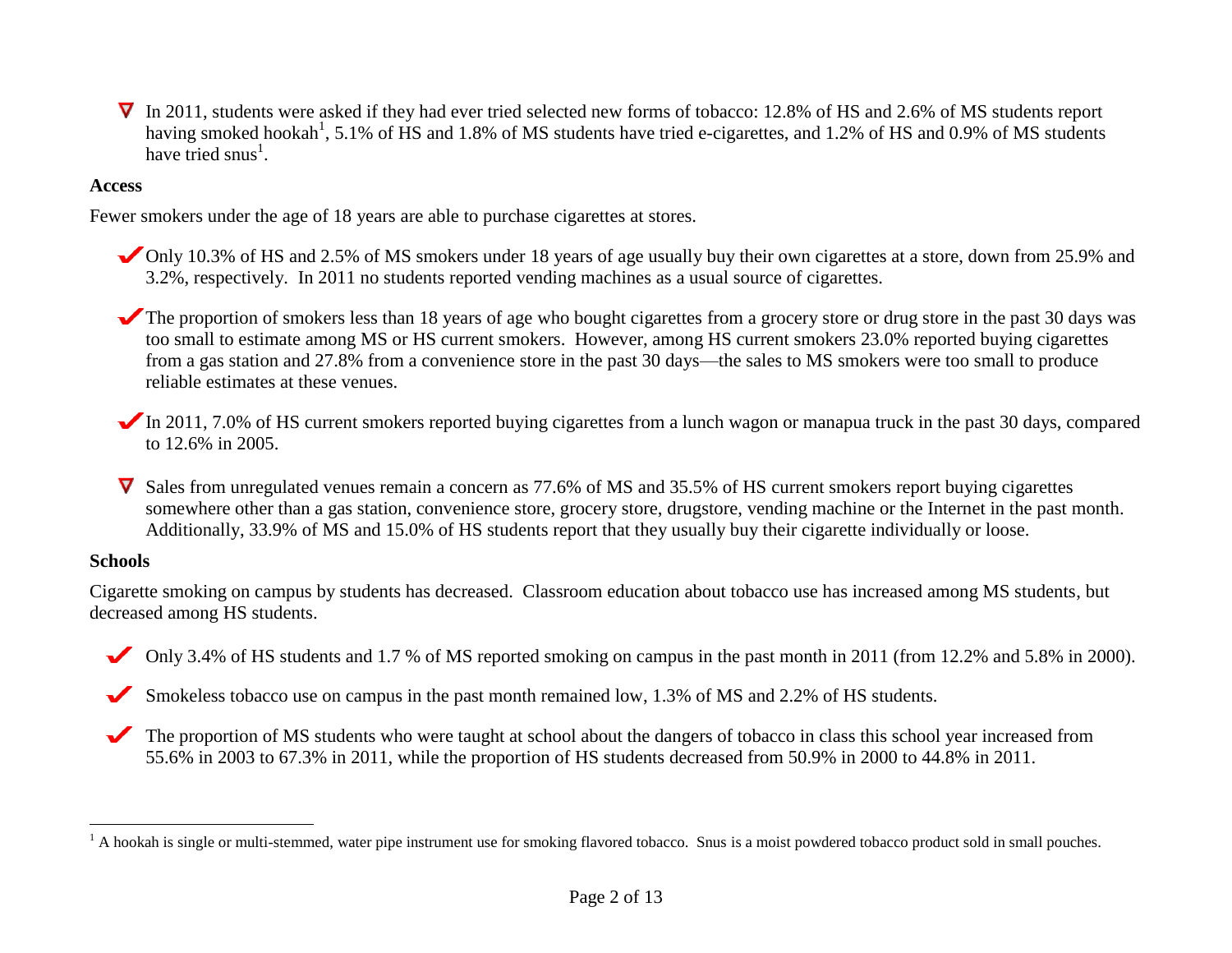- In 2011, students were asked if they had ever tried selected new forms of tobacco: 12.8% of HS and 2.6% of MS students report having smoked hookah[1], 5.1% of HS and 1.8% of MS students have tried e-cigarettes, and 1.2% of HS and 0.9% of MS students have tried snus[1].

**Access**

Fewer smokers under the age of 18 years are able to purchase cigarettes at stores.

- Only 10.3% of HS and 2.5% of MS smokers under 18 years of age usually buy their own cigarettes at a store, down from 25.9% and 3.2%, respectively. In 2011 no students reported vending machines as a usual source of cigarettes.
- The proportion of smokers less than 18 years of age who bought cigarettes from a grocery store or drug store in the past 30 days was too small to estimate among MS or HS current smokers. However, among HS current smokers 23.0% reported buying cigarettes from a gas station and 27.8% from a convenience store in the past 30 days—the sales to MS smokers were too small to produce reliable estimates at these venues.
- In 2011, 7.0% of HS current smokers reported buying cigarettes from a lunch wagon or manapua truck in the past 30 days, compared to 12.6% in 2005.
- Sales from unregulated venues remain a concern as 77.6% of MS and 35.5% of HS current smokers report buying cigarettes somewhere other than a gas station, convenience store, grocery store, drugstore, vending machine or the Internet in the past month. Additionally, 33.9% of MS and 15.0% of HS students report that they usually buy their cigarette individually or loose.

**Schools**

Cigarette smoking on campus by students has decreased. Classroom education about tobacco use has increased among MS students, but decreased among HS students.

- Only 3.4% of HS students and 1.7 % of MS reported smoking on campus in the past month in 2011 (from 12.2% and 5.8% in 2000).
- Smokeless tobacco use on campus in the past month remained low, 1.3% of MS and 2.2% of HS students.
- The proportion of MS students who were taught at school about the dangers of tobacco in class this school year increased from 55.6% in 2003 to 67.3% in 2011, while the proportion of HS students decreased from 50.9% in 2000 to 44.8% in 2011.

---

[1] A hookah is single or multi-stemmed, water pipe instrument use for smoking flavored tobacco. Snus is a moist powdered tobacco product sold in small pouches.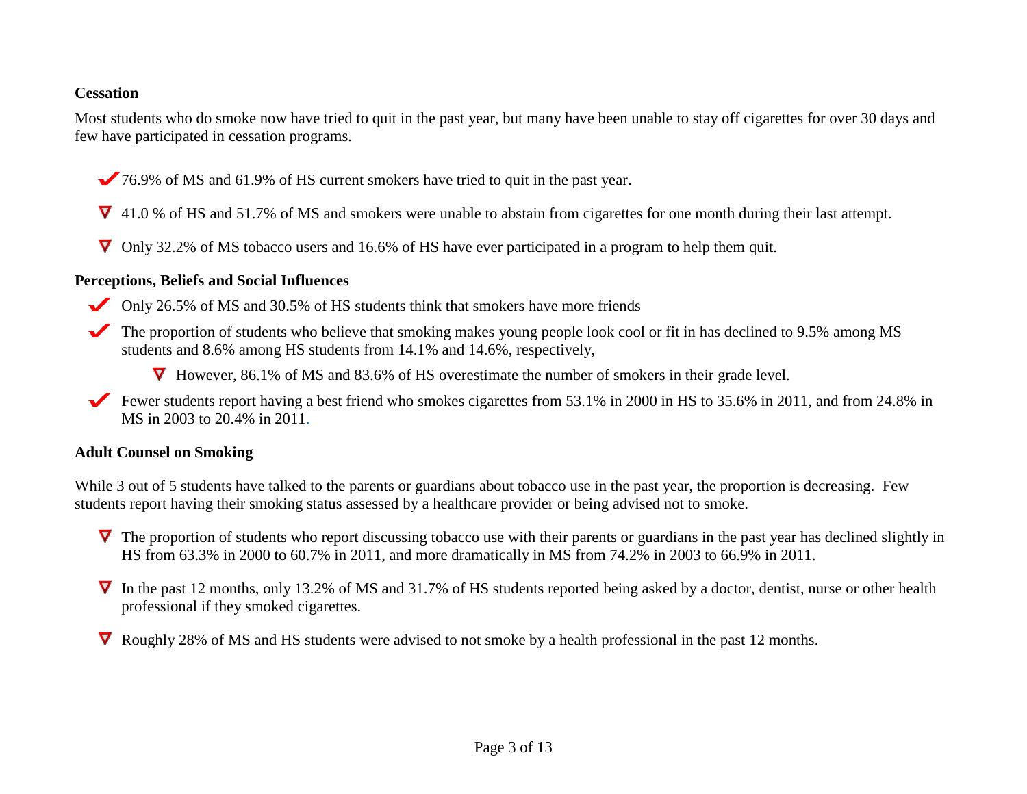### Cessation

Most students who do smoke now have tried to quit in the past year, but many have been unable to stay off cigarettes for over 30 days and few have participated in cessation programs.

- ✔ 76.9% of MS and 61.9% of HS current smokers have tried to quit in the past year.
- ∇ 41.0 % of HS and 51.7% of MS and smokers were unable to abstain from cigarettes for one month during their last attempt.
- ∇ Only 32.2% of MS tobacco users and 16.6% of HS have ever participated in a program to help them quit.

### Perceptions, Beliefs and Social Influences

- ✔ Only 26.5% of MS and 30.5% of HS students think that smokers have more friends
- ✔ The proportion of students who believe that smoking makes young people look cool or fit in has declined to 9.5% among MS students and 8.6% among HS students from 14.1% and 14.6%, respectively,
  - ∇ However, 86.1% of MS and 83.6% of HS overestimate the number of smokers in their grade level.
- ✔ Fewer students report having a best friend who smokes cigarettes from 53.1% in 2000 in HS to 35.6% in 2011, and from 24.8% in MS in 2003 to 20.4% in 2011.

### Adult Counsel on Smoking

While 3 out of 5 students have talked to the parents or guardians about tobacco use in the past year, the proportion is decreasing. Few students report having their smoking status assessed by a healthcare provider or being advised not to smoke.

- ∇ The proportion of students who report discussing tobacco use with their parents or guardians in the past year has declined slightly in HS from 63.3% in 2000 to 60.7% in 2011, and more dramatically in MS from 74.2% in 2003 to 66.9% in 2011.
- ∇ In the past 12 months, only 13.2% of MS and 31.7% of HS students reported being asked by a doctor, dentist, nurse or other health professional if they smoked cigarettes.
- ∇ Roughly 28% of MS and HS students were advised to not smoke by a health professional in the past 12 months.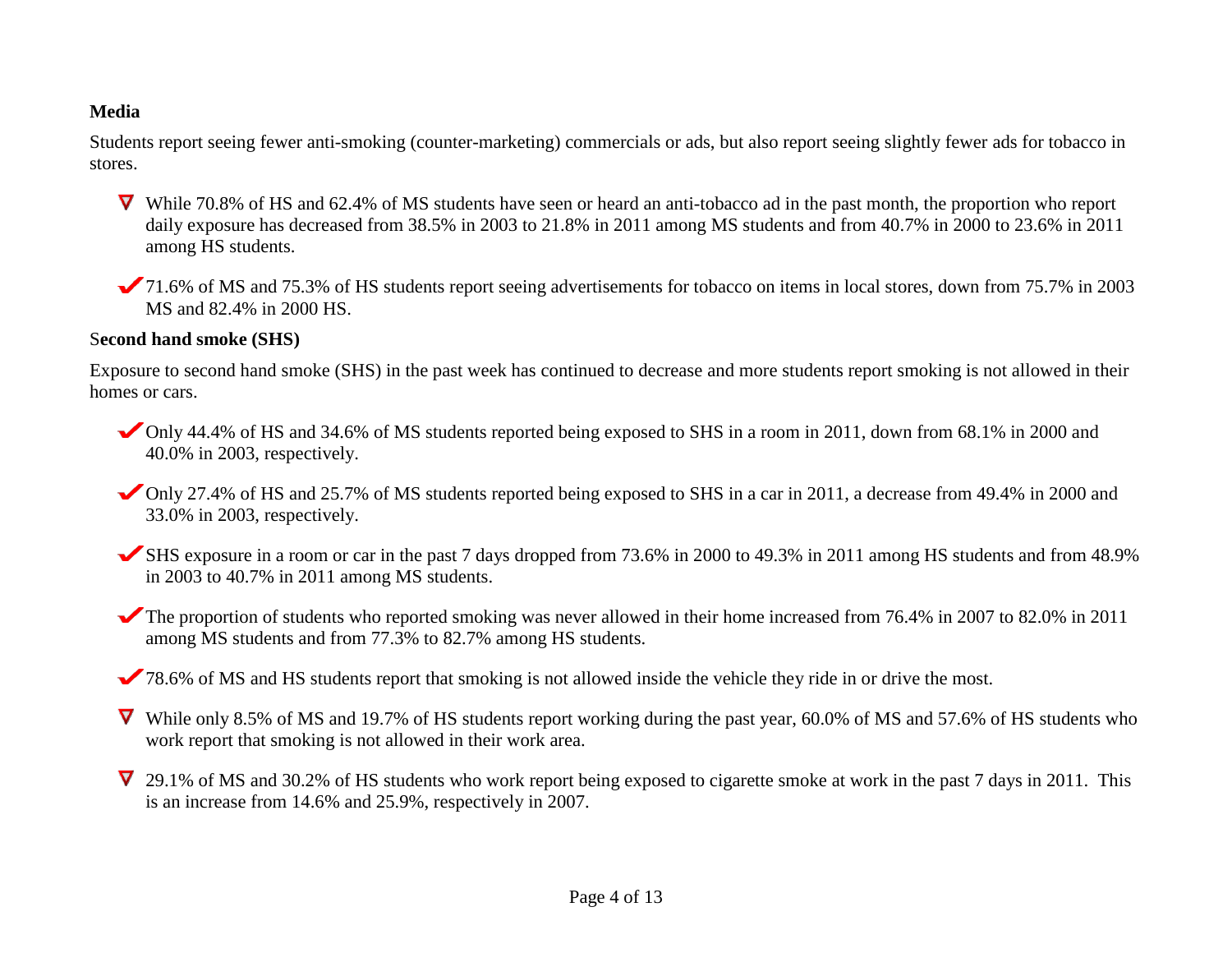**Media**

Students report seeing fewer anti-smoking (counter-marketing) commercials or ads, but also report seeing slightly fewer ads for tobacco in stores.

- ∇ While 70.8% of HS and 62.4% of MS students have seen or heard an anti-tobacco ad in the past month, the proportion who report daily exposure has decreased from 38.5% in 2003 to 21.8% in 2011 among MS students and from 40.7% in 2000 to 23.6% in 2011 among HS students.

- ✔ 71.6% of MS and 75.3% of HS students report seeing advertisements for tobacco on items in local stores, down from 75.7% in 2003 MS and 82.4% in 2000 HS.

**Second hand smoke (SHS)**

Exposure to second hand smoke (SHS) in the past week has continued to decrease and more students report smoking is not allowed in their homes or cars.

- ✔ Only 44.4% of HS and 34.6% of MS students reported being exposed to SHS in a room in 2011, down from 68.1% in 2000 and 40.0% in 2003, respectively.

- ✔ Only 27.4% of HS and 25.7% of MS students reported being exposed to SHS in a car in 2011, a decrease from 49.4% in 2000 and 33.0% in 2003, respectively.

- ✔ SHS exposure in a room or car in the past 7 days dropped from 73.6% in 2000 to 49.3% in 2011 among HS students and from 48.9% in 2003 to 40.7% in 2011 among MS students.

- ✔ The proportion of students who reported smoking was never allowed in their home increased from 76.4% in 2007 to 82.0% in 2011 among MS students and from 77.3% to 82.7% among HS students.

- ✔ 78.6% of MS and HS students report that smoking is not allowed inside the vehicle they ride in or drive the most.

- ∇ While only 8.5% of MS and 19.7% of HS students report working during the past year, 60.0% of MS and 57.6% of HS students who work report that smoking is not allowed in their work area.

- ∇ 29.1% of MS and 30.2% of HS students who work report being exposed to cigarette smoke at work in the past 7 days in 2011. This is an increase from 14.6% and 25.9%, respectively in 2007.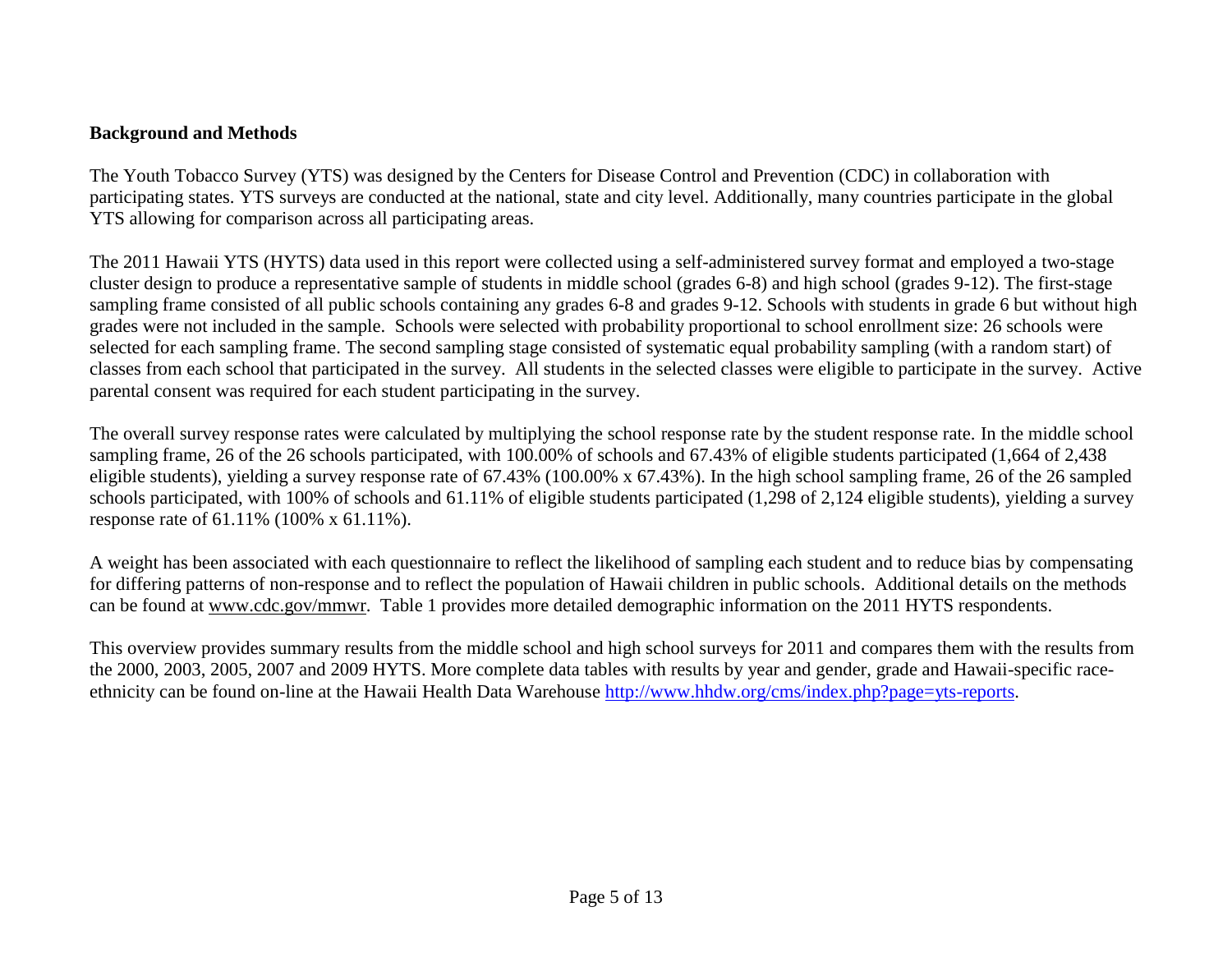## Background and Methods

The Youth Tobacco Survey (YTS) was designed by the Centers for Disease Control and Prevention (CDC) in collaboration with participating states. YTS surveys are conducted at the national, state and city level. Additionally, many countries participate in the global YTS allowing for comparison across all participating areas.

The 2011 Hawaii YTS (HYTS) data used in this report were collected using a self-administered survey format and employed a two-stage cluster design to produce a representative sample of students in middle school (grades 6-8) and high school (grades 9-12). The first-stage sampling frame consisted of all public schools containing any grades 6-8 and grades 9-12. Schools with students in grade 6 but without high grades were not included in the sample. Schools were selected with probability proportional to school enrollment size: 26 schools were selected for each sampling frame. The second sampling stage consisted of systematic equal probability sampling (with a random start) of classes from each school that participated in the survey. All students in the selected classes were eligible to participate in the survey. Active parental consent was required for each student participating in the survey.

The overall survey response rates were calculated by multiplying the school response rate by the student response rate. In the middle school sampling frame, 26 of the 26 schools participated, with 100.00% of schools and 67.43% of eligible students participated (1,664 of 2,438 eligible students), yielding a survey response rate of 67.43% (100.00% x 67.43%). In the high school sampling frame, 26 of the 26 sampled schools participated, with 100% of schools and 61.11% of eligible students participated (1,298 of 2,124 eligible students), yielding a survey response rate of 61.11% (100% x 61.11%).

A weight has been associated with each questionnaire to reflect the likelihood of sampling each student and to reduce bias by compensating for differing patterns of non-response and to reflect the population of Hawaii children in public schools. Additional details on the methods can be found at www.cdc.gov/mmwr. Table 1 provides more detailed demographic information on the 2011 HYTS respondents.

This overview provides summary results from the middle school and high school surveys for 2011 and compares them with the results from the 2000, 2003, 2005, 2007 and 2009 HYTS. More complete data tables with results by year and gender, grade and Hawaii-specific race-ethnicity can be found on-line at the Hawaii Health Data Warehouse http://www.hhdw.org/cms/index.php?page=yts-reports.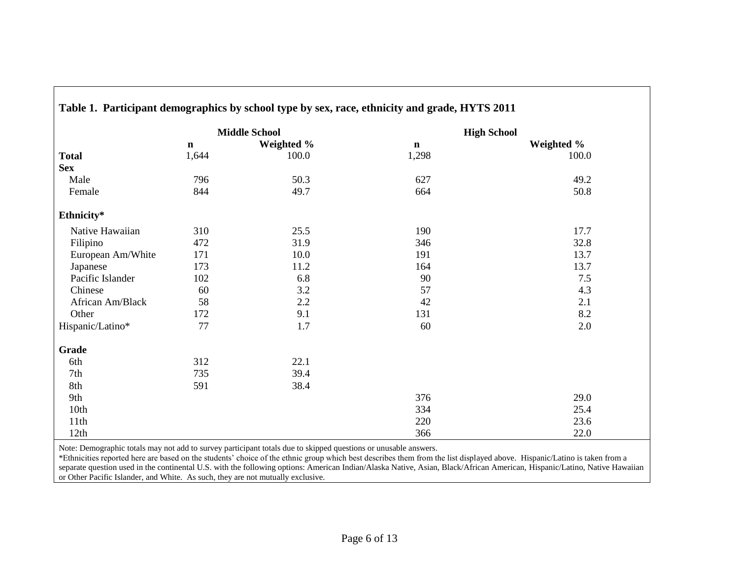**Table 1. Participant demographics by school type by sex, race, ethnicity and grade, HYTS 2011**

| | Middle School | | High School | |
|---|---|---|---|---|
| | **n** | **Weighted %** | **n** | **Weighted %** |
| **Total** | 1,644 | 100.0 | 1,298 | 100.0 |
| **Sex** | | | | |
| Male | 796 | 50.3 | 627 | 49.2 |
| Female | 844 | 49.7 | 664 | 50.8 |
| **Ethnicity*** | | | | |
| Native Hawaiian | 310 | 25.5 | 190 | 17.7 |
| Filipino | 472 | 31.9 | 346 | 32.8 |
| European Am/White | 171 | 10.0 | 191 | 13.7 |
| Japanese | 173 | 11.2 | 164 | 13.7 |
| Pacific Islander | 102 | 6.8 | 90 | 7.5 |
| Chinese | 60 | 3.2 | 57 | 4.3 |
| African Am/Black | 58 | 2.2 | 42 | 2.1 |
| Other | 172 | 9.1 | 131 | 8.2 |
| Hispanic/Latino* | 77 | 1.7 | 60 | 2.0 |
| **Grade** | | | | |
| 6th | 312 | 22.1 | | |
| 7th | 735 | 39.4 | | |
| 8th | 591 | 38.4 | | |
| 9th | | | 376 | 29.0 |
| 10th | | | 334 | 25.4 |
| 11th | | | 220 | 23.6 |
| 12th | | | 366 | 22.0 |

Note: Demographic totals may not add to survey participant totals due to skipped questions or unusable answers.
*Ethnicities reported here are based on the students' choice of the ethnic group which best describes them from the list displayed above. Hispanic/Latino is taken from a separate question used in the continental U.S. with the following options: American Indian/Alaska Native, Asian, Black/African American, Hispanic/Latino, Native Hawaiian or Other Pacific Islander, and White. As such, they are not mutually exclusive.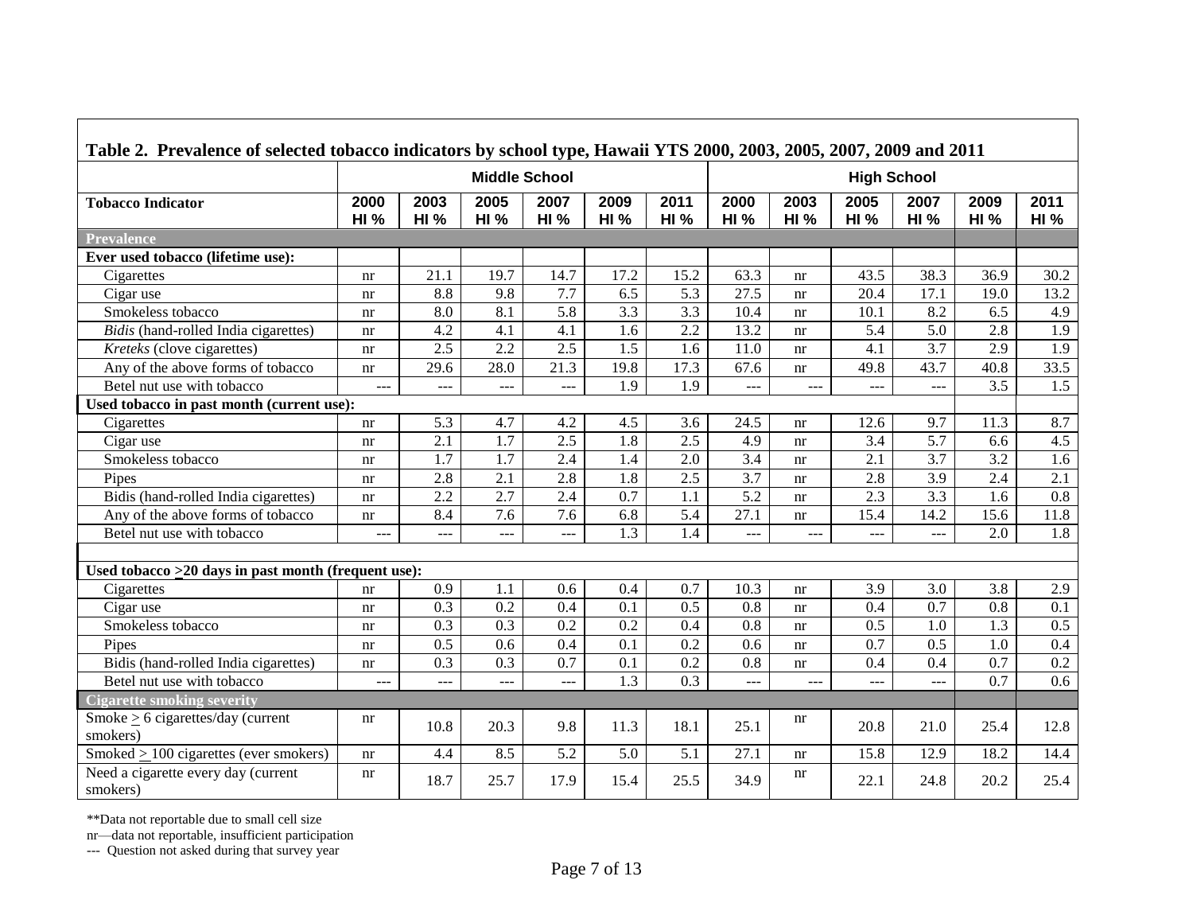## Table 2. Prevalence of selected tobacco indicators by school type, Hawaii YTS 2000, 2003, 2005, 2007, 2009 and 2011

| | Middle School | | | | | | High School | | | | | |
|---|---|---|---|---|---|---|---|---|---|---|---|---|
| **Tobacco Indicator** | 2000 HI % | 2003 HI % | 2005 HI % | 2007 HI % | 2009 HI % | 2011 HI % | 2000 HI % | 2003 HI % | 2005 HI % | 2007 HI % | 2009 HI % | 2011 HI % |
| **Prevalence** | | | | | | | | | | | | |
| **Ever used tobacco (lifetime use):** | | | | | | | | | | | | |
| Cigarettes | nr | 21.1 | 19.7 | 14.7 | 17.2 | 15.2 | 63.3 | nr | 43.5 | 38.3 | 36.9 | 30.2 |
| Cigar use | nr | 8.8 | 9.8 | 7.7 | 6.5 | 5.3 | 27.5 | nr | 20.4 | 17.1 | 19.0 | 13.2 |
| Smokeless tobacco | nr | 8.0 | 8.1 | 5.8 | 3.3 | 3.3 | 10.4 | nr | 10.1 | 8.2 | 6.5 | 4.9 |
| *Bidis* (hand-rolled India cigarettes) | nr | 4.2 | 4.1 | 4.1 | 1.6 | 2.2 | 13.2 | nr | 5.4 | 5.0 | 2.8 | 1.9 |
| *Kreteks* (clove cigarettes) | nr | 2.5 | 2.2 | 2.5 | 1.5 | 1.6 | 11.0 | nr | 4.1 | 3.7 | 2.9 | 1.9 |
| Any of the above forms of tobacco | nr | 29.6 | 28.0 | 21.3 | 19.8 | 17.3 | 67.6 | nr | 49.8 | 43.7 | 40.8 | 33.5 |
| Betel nut use with tobacco | --- | --- | --- | --- | 1.9 | 1.9 | --- | --- | --- | --- | 3.5 | 1.5 |
| **Used tobacco in past month (current use):** | | | | | | | | | | | | |
| Cigarettes | nr | 5.3 | 4.7 | 4.2 | 4.5 | 3.6 | 24.5 | nr | 12.6 | 9.7 | 11.3 | 8.7 |
| Cigar use | nr | 2.1 | 1.7 | 2.5 | 1.8 | 2.5 | 4.9 | nr | 3.4 | 5.7 | 6.6 | 4.5 |
| Smokeless tobacco | nr | 1.7 | 1.7 | 2.4 | 1.4 | 2.0 | 3.4 | nr | 2.1 | 3.7 | 3.2 | 1.6 |
| Pipes | nr | 2.8 | 2.1 | 2.8 | 1.8 | 2.5 | 3.7 | nr | 2.8 | 3.9 | 2.4 | 2.1 |
| Bidis (hand-rolled India cigarettes) | nr | 2.2 | 2.7 | 2.4 | 0.7 | 1.1 | 5.2 | nr | 2.3 | 3.3 | 1.6 | 0.8 |
| Any of the above forms of tobacco | nr | 8.4 | 7.6 | 7.6 | 6.8 | 5.4 | 27.1 | nr | 15.4 | 14.2 | 15.6 | 11.8 |
| Betel nut use with tobacco | --- | --- | --- | --- | 1.3 | 1.4 | --- | --- | --- | --- | 2.0 | 1.8 |
| | | | | | | | | | | | | |
| **Used tobacco $\geq$20 days in past month (frequent use):** | | | | | | | | | | | | |
| Cigarettes | nr | 0.9 | 1.1 | 0.6 | 0.4 | 0.7 | 10.3 | nr | 3.9 | 3.0 | 3.8 | 2.9 |
| Cigar use | nr | 0.3 | 0.2 | 0.4 | 0.1 | 0.5 | 0.8 | nr | 0.4 | 0.7 | 0.8 | 0.1 |
| Smokeless tobacco | nr | 0.3 | 0.3 | 0.2 | 0.2 | 0.4 | 0.8 | nr | 0.5 | 1.0 | 1.3 | 0.5 |
| Pipes | nr | 0.5 | 0.6 | 0.4 | 0.1 | 0.2 | 0.6 | nr | 0.7 | 0.5 | 1.0 | 0.4 |
| Bidis (hand-rolled India cigarettes) | nr | 0.3 | 0.3 | 0.7 | 0.1 | 0.2 | 0.8 | nr | 0.4 | 0.4 | 0.7 | 0.2 |
| Betel nut use with tobacco | --- | --- | --- | --- | 1.3 | 0.3 | --- | --- | --- | --- | 0.7 | 0.6 |
| **Cigarette smoking severity** | | | | | | | | | | | | |
| Smoke $\geq$ 6 cigarettes/day (current smokers) | nr | 10.8 | 20.3 | 9.8 | 11.3 | 18.1 | 25.1 | nr | 20.8 | 21.0 | 25.4 | 12.8 |
| Smoked $\geq$ 100 cigarettes (ever smokers) | nr | 4.4 | 8.5 | 5.2 | 5.0 | 5.1 | 27.1 | nr | 15.8 | 12.9 | 18.2 | 14.4 |
| Need a cigarette every day (current smokers) | nr | 18.7 | 25.7 | 17.9 | 15.4 | 25.5 | 34.9 | nr | 22.1 | 24.8 | 20.2 | 25.4 |

**Data not reportable due to small cell size

nr—data not reportable, insufficient participation

--- Question not asked during that survey year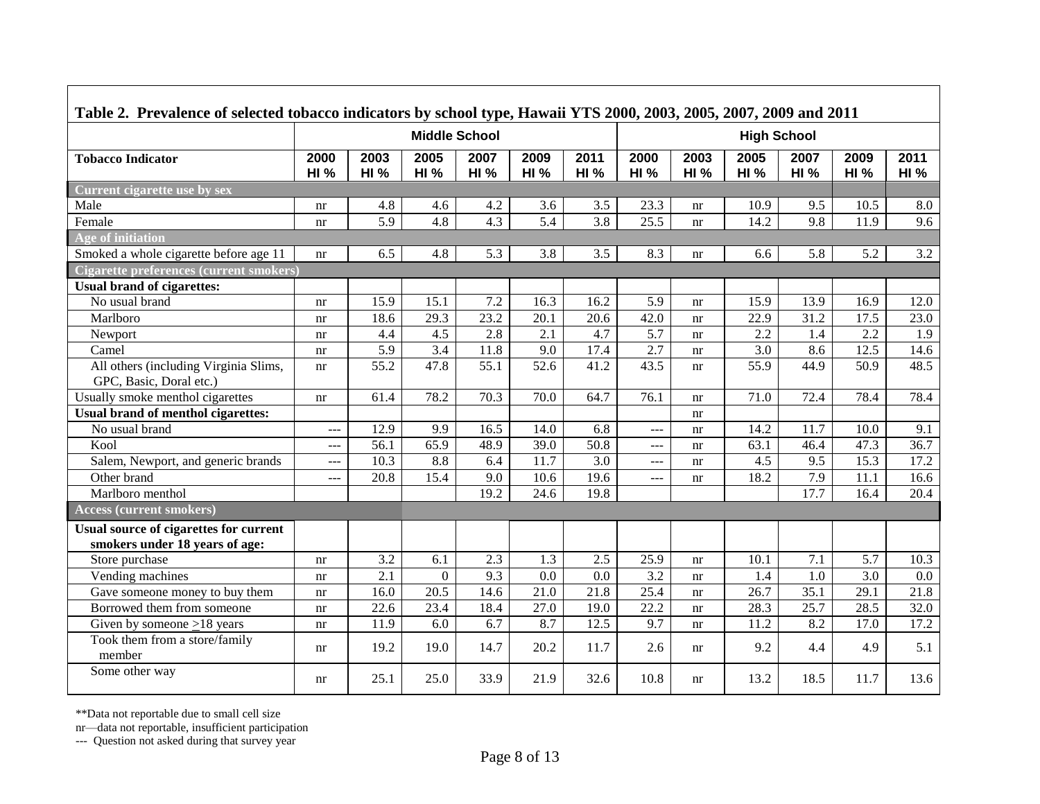**Table 2. Prevalence of selected tobacco indicators by school type, Hawaii YTS 2000, 2003, 2005, 2007, 2009 and 2011**

| | Middle School | | | | | | High School | | | | | |
|---|---|---|---|---|---|---|---|---|---|---|---|---|
| **Tobacco Indicator** | **2000 HI %** | **2003 HI %** | **2005 HI %** | **2007 HI %** | **2009 HI %** | **2011 HI %** | **2000 HI %** | **2003 HI %** | **2005 HI %** | **2007 HI %** | **2009 HI %** | **2011 HI %** |
| **Current cigarette use by sex** | | | | | | | | | | | | |
| Male | nr | 4.8 | 4.6 | 4.2 | 3.6 | 3.5 | 23.3 | nr | 10.9 | 9.5 | 10.5 | 8.0 |
| Female | nr | 5.9 | 4.8 | 4.3 | 5.4 | 3.8 | 25.5 | nr | 14.2 | 9.8 | 11.9 | 9.6 |
| **Age of initiation** | | | | | | | | | | | | |
| Smoked a whole cigarette before age 11 | nr | 6.5 | 4.8 | 5.3 | 3.8 | 3.5 | 8.3 | nr | 6.6 | 5.8 | 5.2 | 3.2 |
| **Cigarette preferences (current smokers)** | | | | | | | | | | | | |
| **Usual brand of cigarettes:** | | | | | | | | | | | | |
| No usual brand | nr | 15.9 | 15.1 | 7.2 | 16.3 | 16.2 | 5.9 | nr | 15.9 | 13.9 | 16.9 | 12.0 |
| Marlboro | nr | 18.6 | 29.3 | 23.2 | 20.1 | 20.6 | 42.0 | nr | 22.9 | 31.2 | 17.5 | 23.0 |
| Newport | nr | 4.4 | 4.5 | 2.8 | 2.1 | 4.7 | 5.7 | nr | 2.2 | 1.4 | 2.2 | 1.9 |
| Camel | nr | 5.9 | 3.4 | 11.8 | 9.0 | 17.4 | 2.7 | nr | 3.0 | 8.6 | 12.5 | 14.6 |
| All others (including Virginia Slims, GPC, Basic, Doral etc.) | nr | 55.2 | 47.8 | 55.1 | 52.6 | 41.2 | 43.5 | nr | 55.9 | 44.9 | 50.9 | 48.5 |
| Usually smoke menthol cigarettes | nr | 61.4 | 78.2 | 70.3 | 70.0 | 64.7 | 76.1 | nr | 71.0 | 72.4 | 78.4 | 78.4 |
| **Usual brand of menthol cigarettes:** | | | | | | | | nr | | | | |
| No usual brand | --- | 12.9 | 9.9 | 16.5 | 14.0 | 6.8 | --- | nr | 14.2 | 11.7 | 10.0 | 9.1 |
| Kool | --- | 56.1 | 65.9 | 48.9 | 39.0 | 50.8 | --- | nr | 63.1 | 46.4 | 47.3 | 36.7 |
| Salem, Newport, and generic brands | --- | 10.3 | 8.8 | 6.4 | 11.7 | 3.0 | --- | nr | 4.5 | 9.5 | 15.3 | 17.2 |
| Other brand | --- | 20.8 | 15.4 | 9.0 | 10.6 | 19.6 | --- | nr | 18.2 | 7.9 | 11.1 | 16.6 |
| Marlboro menthol | | | | 19.2 | 24.6 | 19.8 | | | | 17.7 | 16.4 | 20.4 |
| **Access (current smokers)** | | | | | | | | | | | | |
| **Usual source of cigarettes for current smokers under 18 years of age:** | | | | | | | | | | | | |
| Store purchase | nr | 3.2 | 6.1 | 2.3 | 1.3 | 2.5 | 25.9 | nr | 10.1 | 7.1 | 5.7 | 10.3 |
| Vending machines | nr | 2.1 | 0 | 9.3 | 0.0 | 0.0 | 3.2 | nr | 1.4 | 1.0 | 3.0 | 0.0 |
| Gave someone money to buy them | nr | 16.0 | 20.5 | 14.6 | 21.0 | 21.8 | 25.4 | nr | 26.7 | 35.1 | 29.1 | 21.8 |
| Borrowed them from someone | nr | 22.6 | 23.4 | 18.4 | 27.0 | 19.0 | 22.2 | nr | 28.3 | 25.7 | 28.5 | 32.0 |
| Given by someone ≥18 years | nr | 11.9 | 6.0 | 6.7 | 8.7 | 12.5 | 9.7 | nr | 11.2 | 8.2 | 17.0 | 17.2 |
| Took them from a store/family member | nr | 19.2 | 19.0 | 14.7 | 20.2 | 11.7 | 2.6 | nr | 9.2 | 4.4 | 4.9 | 5.1 |
| Some other way | nr | 25.1 | 25.0 | 33.9 | 21.9 | 32.6 | 10.8 | nr | 13.2 | 18.5 | 11.7 | 13.6 |

**Data not reportable due to small cell size

nr—data not reportable, insufficient participation

--- Question not asked during that survey year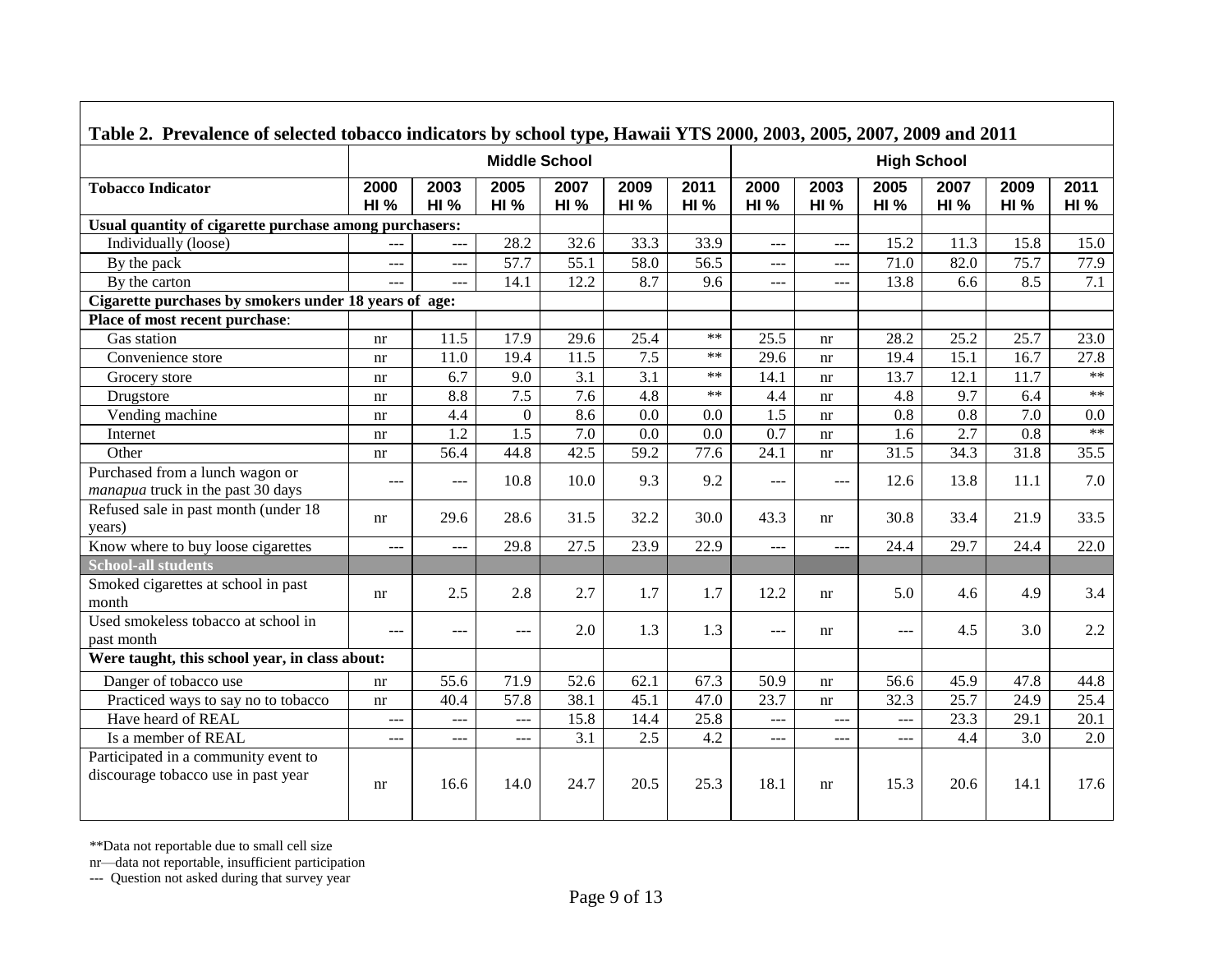**Table 2. Prevalence of selected tobacco indicators by school type, Hawaii YTS 2000, 2003, 2005, 2007, 2009 and 2011**

| | Middle School | | | | | | High School | | | | | |
|---|---|---|---|---|---|---|---|---|---|---|---|---|
| **Tobacco Indicator** | **2000 HI %** | **2003 HI %** | **2005 HI %** | **2007 HI %** | **2009 HI %** | **2011 HI %** | **2000 HI %** | **2003 HI %** | **2005 HI %** | **2007 HI %** | **2009 HI %** | **2011 HI %** |
| **Usual quantity of cigarette purchase among purchasers:** | | | | | | | | | | | | |
| Individually (loose) | --- | --- | 28.2 | 32.6 | 33.3 | 33.9 | --- | --- | 15.2 | 11.3 | 15.8 | 15.0 |
| By the pack | --- | --- | 57.7 | 55.1 | 58.0 | 56.5 | --- | --- | 71.0 | 82.0 | 75.7 | 77.9 |
| By the carton | --- | --- | 14.1 | 12.2 | 8.7 | 9.6 | --- | --- | 13.8 | 6.6 | 8.5 | 7.1 |
| **Cigarette purchases by smokers under 18 years of age:** | | | | | | | | | | | | |
| **Place of most recent purchase**: | | | | | | | | | | | | |
| Gas station | nr | 11.5 | 17.9 | 29.6 | 25.4 | ** | 25.5 | nr | 28.2 | 25.2 | 25.7 | 23.0 |
| Convenience store | nr | 11.0 | 19.4 | 11.5 | 7.5 | ** | 29.6 | nr | 19.4 | 15.1 | 16.7 | 27.8 |
| Grocery store | nr | 6.7 | 9.0 | 3.1 | 3.1 | ** | 14.1 | nr | 13.7 | 12.1 | 11.7 | ** |
| Drugstore | nr | 8.8 | 7.5 | 7.6 | 4.8 | ** | 4.4 | nr | 4.8 | 9.7 | 6.4 | ** |
| Vending machine | nr | 4.4 | 0 | 8.6 | 0.0 | 0.0 | 1.5 | nr | 0.8 | 0.8 | 7.0 | 0.0 |
| Internet | nr | 1.2 | 1.5 | 7.0 | 0.0 | 0.0 | 0.7 | nr | 1.6 | 2.7 | 0.8 | ** |
| Other | nr | 56.4 | 44.8 | 42.5 | 59.2 | 77.6 | 24.1 | nr | 31.5 | 34.3 | 31.8 | 35.5 |
| Purchased from a lunch wagon or *manapua* truck in the past 30 days | --- | --- | 10.8 | 10.0 | 9.3 | 9.2 | --- | --- | 12.6 | 13.8 | 11.1 | 7.0 |
| Refused sale in past month (under 18 years) | nr | 29.6 | 28.6 | 31.5 | 32.2 | 30.0 | 43.3 | nr | 30.8 | 33.4 | 21.9 | 33.5 |
| Know where to buy loose cigarettes | --- | --- | 29.8 | 27.5 | 23.9 | 22.9 | --- | --- | 24.4 | 29.7 | 24.4 | 22.0 |
| **School-all students** | | | | | | | | | | | | |
| Smoked cigarettes at school in past month | nr | 2.5 | 2.8 | 2.7 | 1.7 | 1.7 | 12.2 | nr | 5.0 | 4.6 | 4.9 | 3.4 |
| Used smokeless tobacco at school in past month | --- | --- | --- | 2.0 | 1.3 | 1.3 | --- | nr | --- | 4.5 | 3.0 | 2.2 |
| **Were taught, this school year, in class about:** | | | | | | | | | | | | |
| Danger of tobacco use | nr | 55.6 | 71.9 | 52.6 | 62.1 | 67.3 | 50.9 | nr | 56.6 | 45.9 | 47.8 | 44.8 |
| Practiced ways to say no to tobacco | nr | 40.4 | 57.8 | 38.1 | 45.1 | 47.0 | 23.7 | nr | 32.3 | 25.7 | 24.9 | 25.4 |
| Have heard of REAL | --- | --- | --- | 15.8 | 14.4 | 25.8 | --- | --- | --- | 23.3 | 29.1 | 20.1 |
| Is a member of REAL | --- | --- | --- | 3.1 | 2.5 | 4.2 | --- | --- | --- | 4.4 | 3.0 | 2.0 |
| Participated in a community event to discourage tobacco use in past year | nr | 16.6 | 14.0 | 24.7 | 20.5 | 25.3 | 18.1 | nr | 15.3 | 20.6 | 14.1 | 17.6 |

**Data not reportable due to small cell size

nr—data not reportable, insufficient participation

--- Question not asked during that survey year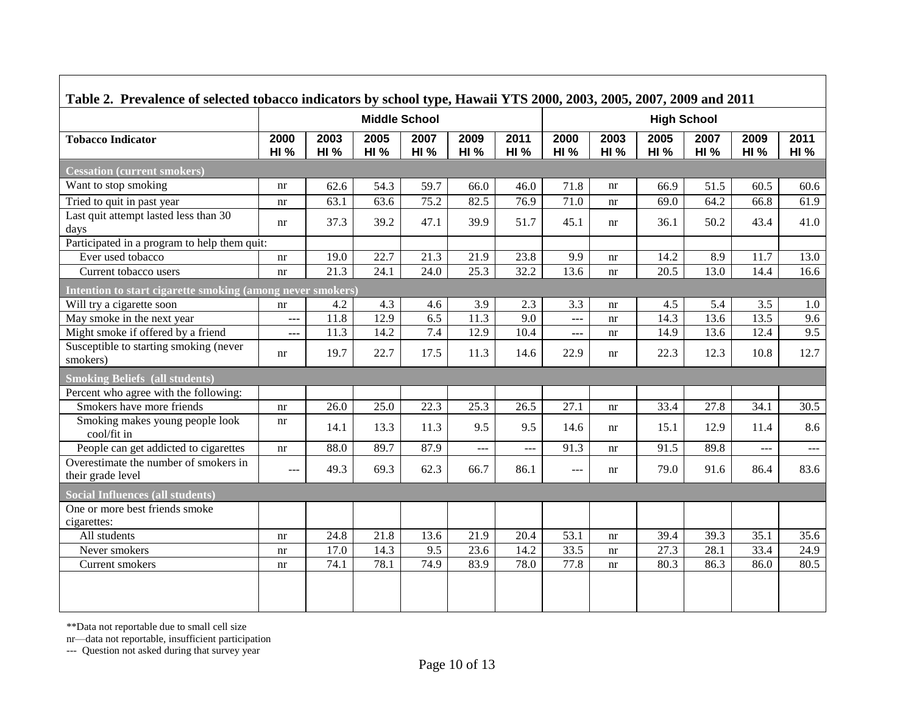| Table 2. Prevalence of selected tobacco indicators by school type, Hawaii YTS 2000, 2003, 2005, 2007, 2009 and 2011 | | | | | | | | | | | | |
|---|---|---|---|---|---|---|---|---|---|---|---|---|
| | **Middle School** | | | | | | **High School** | | | | | |
| **Tobacco Indicator** | **2000 HI %** | **2003 HI %** | **2005 HI %** | **2007 HI %** | **2009 HI %** | **2011 HI %** | **2000 HI %** | **2003 HI %** | **2005 HI %** | **2007 HI %** | **2009 HI %** | **2011 HI %** |
| **Cessation (current smokers)** | | | | | | | | | | | | |
| Want to stop smoking | nr | 62.6 | 54.3 | 59.7 | 66.0 | 46.0 | 71.8 | nr | 66.9 | 51.5 | 60.5 | 60.6 |
| Tried to quit in past year | nr | 63.1 | 63.6 | 75.2 | 82.5 | 76.9 | 71.0 | nr | 69.0 | 64.2 | 66.8 | 61.9 |
| Last quit attempt lasted less than 30 days | nr | 37.3 | 39.2 | 47.1 | 39.9 | 51.7 | 45.1 | nr | 36.1 | 50.2 | 43.4 | 41.0 |
| Participated in a program to help them quit: | | | | | | | | | | | | |
| Ever used tobacco | nr | 19.0 | 22.7 | 21.3 | 21.9 | 23.8 | 9.9 | nr | 14.2 | 8.9 | 11.7 | 13.0 |
| Current tobacco users | nr | 21.3 | 24.1 | 24.0 | 25.3 | 32.2 | 13.6 | nr | 20.5 | 13.0 | 14.4 | 16.6 |
| **Intention to start cigarette smoking (among never smokers)** | | | | | | | | | | | | |
| Will try a cigarette soon | nr | 4.2 | 4.3 | 4.6 | 3.9 | 2.3 | 3.3 | nr | 4.5 | 5.4 | 3.5 | 1.0 |
| May smoke in the next year | --- | 11.8 | 12.9 | 6.5 | 11.3 | 9.0 | --- | nr | 14.3 | 13.6 | 13.5 | 9.6 |
| Might smoke if offered by a friend | --- | 11.3 | 14.2 | 7.4 | 12.9 | 10.4 | --- | nr | 14.9 | 13.6 | 12.4 | 9.5 |
| Susceptible to starting smoking (never smokers) | nr | 19.7 | 22.7 | 17.5 | 11.3 | 14.6 | 22.9 | nr | 22.3 | 12.3 | 10.8 | 12.7 |
| **Smoking Beliefs (all students)** | | | | | | | | | | | | |
| Percent who agree with the following: | | | | | | | | | | | | |
| Smokers have more friends | nr | 26.0 | 25.0 | 22.3 | 25.3 | 26.5 | 27.1 | nr | 33.4 | 27.8 | 34.1 | 30.5 |
| Smoking makes young people look cool/fit in | nr | 14.1 | 13.3 | 11.3 | 9.5 | 9.5 | 14.6 | nr | 15.1 | 12.9 | 11.4 | 8.6 |
| People can get addicted to cigarettes | nr | 88.0 | 89.7 | 87.9 | --- | --- | 91.3 | nr | 91.5 | 89.8 | --- | --- |
| Overestimate the number of smokers in their grade level | --- | 49.3 | 69.3 | 62.3 | 66.7 | 86.1 | --- | nr | 79.0 | 91.6 | 86.4 | 83.6 |
| **Social Influences (all students)** | | | | | | | | | | | | |
| One or more best friends smoke cigarettes: | | | | | | | | | | | | |
| All students | nr | 24.8 | 21.8 | 13.6 | 21.9 | 20.4 | 53.1 | nr | 39.4 | 39.3 | 35.1 | 35.6 |
| Never smokers | nr | 17.0 | 14.3 | 9.5 | 23.6 | 14.2 | 33.5 | nr | 27.3 | 28.1 | 33.4 | 24.9 |
| Current smokers | nr | 74.1 | 78.1 | 74.9 | 83.9 | 78.0 | 77.8 | nr | 80.3 | 86.3 | 86.0 | 80.5 |

**Data not reportable due to small cell size

nr—data not reportable, insufficient participation

--- Question not asked during that survey year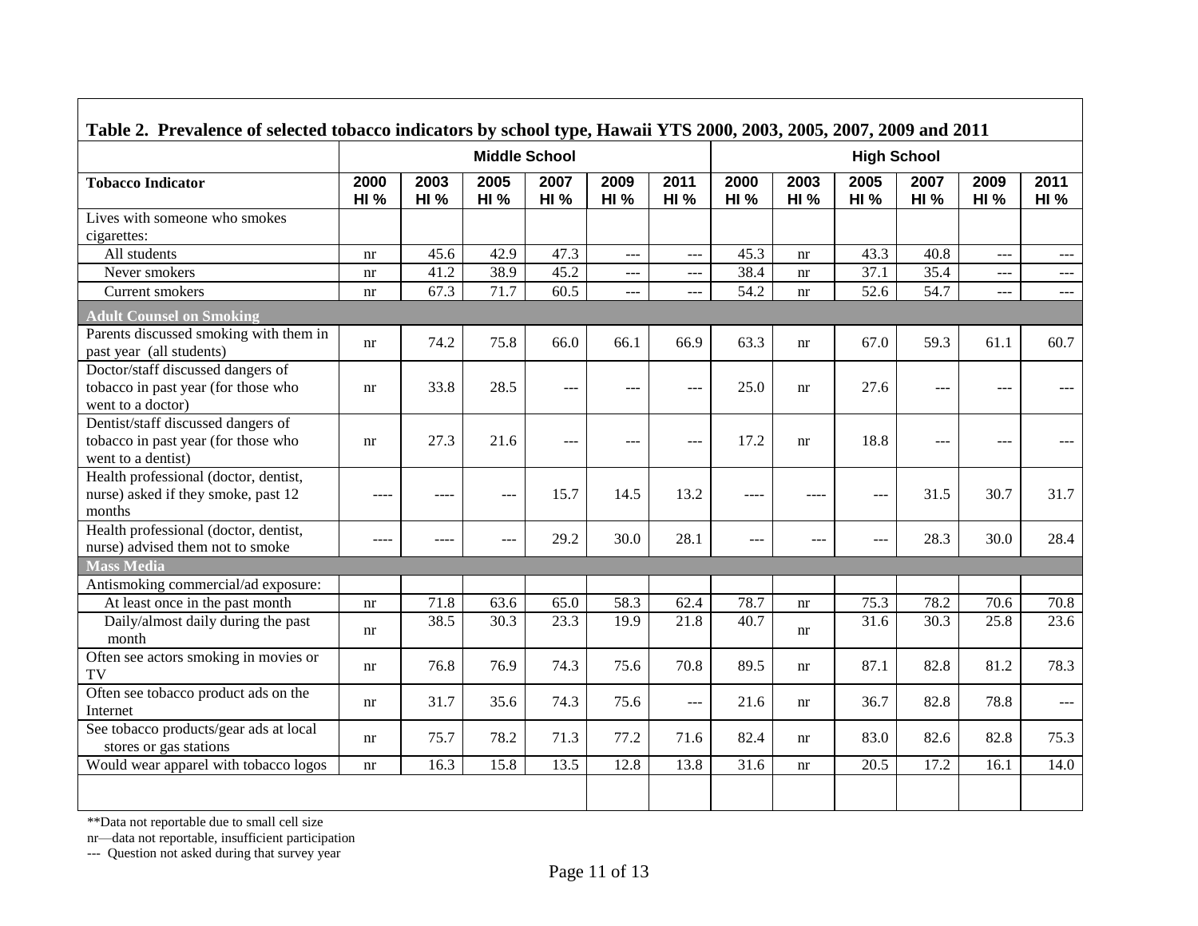**Table 2. Prevalence of selected tobacco indicators by school type, Hawaii YTS 2000, 2003, 2005, 2007, 2009 and 2011**

| | Middle School | | | | | | High School | | | | | |
|---|---|---|---|---|---|---|---|---|---|---|---|---|
| **Tobacco Indicator** | 2000 HI % | 2003 HI % | 2005 HI % | 2007 HI % | 2009 HI % | 2011 HI % | 2000 HI % | 2003 HI % | 2005 HI % | 2007 HI % | 2009 HI % | 2011 HI % |
| Lives with someone who smokes cigarettes: | | | | | | | | | | | | |
| All students | nr | 45.6 | 42.9 | 47.3 | --- | --- | 45.3 | nr | 43.3 | 40.8 | --- | --- |
| Never smokers | nr | 41.2 | 38.9 | 45.2 | --- | --- | 38.4 | nr | 37.1 | 35.4 | --- | --- |
| Current smokers | nr | 67.3 | 71.7 | 60.5 | --- | --- | 54.2 | nr | 52.6 | 54.7 | --- | --- |
| **Adult Counsel on Smoking** | | | | | | | | | | | | |
| Parents discussed smoking with them in past year (all students) | nr | 74.2 | 75.8 | 66.0 | 66.1 | 66.9 | 63.3 | nr | 67.0 | 59.3 | 61.1 | 60.7 |
| Doctor/staff discussed dangers of tobacco in past year (for those who went to a doctor) | nr | 33.8 | 28.5 | --- | --- | --- | 25.0 | nr | 27.6 | --- | --- | --- |
| Dentist/staff discussed dangers of tobacco in past year (for those who went to a dentist) | nr | 27.3 | 21.6 | --- | --- | --- | 17.2 | nr | 18.8 | --- | --- | --- |
| Health professional (doctor, dentist, nurse) asked if they smoke, past 12 months | ---- | ---- | --- | 15.7 | 14.5 | 13.2 | ---- | ---- | --- | 31.5 | 30.7 | 31.7 |
| Health professional (doctor, dentist, nurse) advised them not to smoke | ---- | ---- | --- | 29.2 | 30.0 | 28.1 | --- | --- | --- | 28.3 | 30.0 | 28.4 |
| **Mass Media** | | | | | | | | | | | | |
| Antismoking commercial/ad exposure: | | | | | | | | | | | | |
| At least once in the past month | nr | 71.8 | 63.6 | 65.0 | 58.3 | 62.4 | 78.7 | nr | 75.3 | 78.2 | 70.6 | 70.8 |
| Daily/almost daily during the past month | nr | 38.5 | 30.3 | 23.3 | 19.9 | 21.8 | 40.7 | nr | 31.6 | 30.3 | 25.8 | 23.6 |
| Often see actors smoking in movies or TV | nr | 76.8 | 76.9 | 74.3 | 75.6 | 70.8 | 89.5 | nr | 87.1 | 82.8 | 81.2 | 78.3 |
| Often see tobacco product ads on the Internet | nr | 31.7 | 35.6 | 74.3 | 75.6 | --- | 21.6 | nr | 36.7 | 82.8 | 78.8 | --- |
| See tobacco products/gear ads at local stores or gas stations | nr | 75.7 | 78.2 | 71.3 | 77.2 | 71.6 | 82.4 | nr | 83.0 | 82.6 | 82.8 | 75.3 |
| Would wear apparel with tobacco logos | nr | 16.3 | 15.8 | 13.5 | 12.8 | 13.8 | 31.6 | nr | 20.5 | 17.2 | 16.1 | 14.0 |

**Data not reportable due to small cell size

nr—data not reportable, insufficient participation

--- Question not asked during that survey year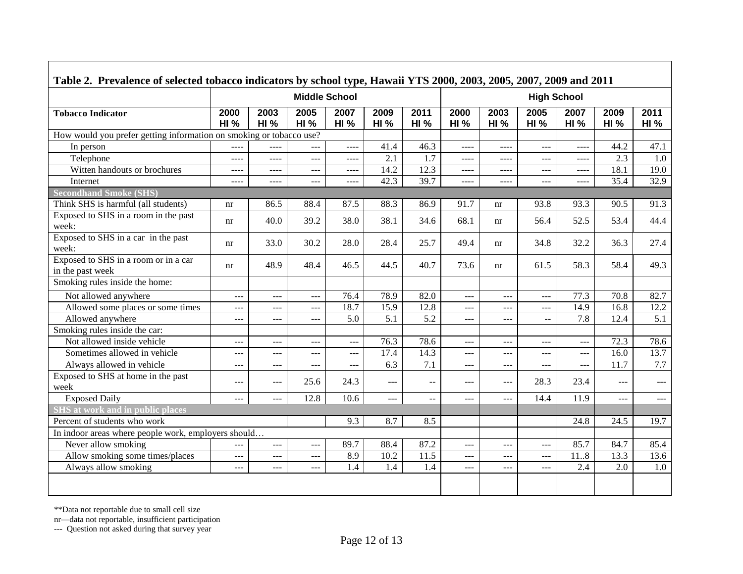**Table 2. Prevalence of selected tobacco indicators by school type, Hawaii YTS 2000, 2003, 2005, 2007, 2009 and 2011**

| | Middle School | | | | | | High School | | | | | |
|---|---|---|---|---|---|---|---|---|---|---|---|---|
| **Tobacco Indicator** | 2000 HI % | 2003 HI % | 2005 HI % | 2007 HI % | 2009 HI % | 2011 HI % | 2000 HI % | 2003 HI % | 2005 HI % | 2007 HI % | 2009 HI % | 2011 HI % |
| How would you prefer getting information on smoking or tobacco use? | | | | | | | | | | | | |
| In person | ---- | ---- | --- | ---- | 41.4 | 46.3 | ---- | ---- | --- | ---- | 44.2 | 47.1 |
| Telephone | ---- | ---- | --- | ---- | 2.1 | 1.7 | ---- | ---- | --- | ---- | 2.3 | 1.0 |
| Witten handouts or brochures | ---- | ---- | --- | ---- | 14.2 | 12.3 | ---- | ---- | --- | ---- | 18.1 | 19.0 |
| Internet | ---- | ---- | --- | ---- | 42.3 | 39.7 | ---- | ---- | --- | ---- | 35.4 | 32.9 |
| **Secondhand Smoke (SHS)** | | | | | | | | | | | | |
| Think SHS is harmful (all students) | nr | 86.5 | 88.4 | 87.5 | 88.3 | 86.9 | 91.7 | nr | 93.8 | 93.3 | 90.5 | 91.3 |
| Exposed to SHS in a room in the past week: | nr | 40.0 | 39.2 | 38.0 | 38.1 | 34.6 | 68.1 | nr | 56.4 | 52.5 | 53.4 | 44.4 |
| Exposed to SHS in a car in the past week: | nr | 33.0 | 30.2 | 28.0 | 28.4 | 25.7 | 49.4 | nr | 34.8 | 32.2 | 36.3 | 27.4 |
| Exposed to SHS in a room or in a car in the past week | nr | 48.9 | 48.4 | 46.5 | 44.5 | 40.7 | 73.6 | nr | 61.5 | 58.3 | 58.4 | 49.3 |
| Smoking rules inside the home: | | | | | | | | | | | | |
| Not allowed anywhere | --- | --- | --- | 76.4 | 78.9 | 82.0 | --- | --- | --- | 77.3 | 70.8 | 82.7 |
| Allowed some places or some times | --- | --- | --- | 18.7 | 15.9 | 12.8 | --- | --- | --- | 14.9 | 16.8 | 12.2 |
| Allowed anywhere | --- | --- | --- | 5.0 | 5.1 | 5.2 | --- | --- | -- | 7.8 | 12.4 | 5.1 |
| Smoking rules inside the car: | | | | | | | | | | | | |
| Not allowed inside vehicle | --- | --- | --- | --- | 76.3 | 78.6 | --- | --- | --- | --- | 72.3 | 78.6 |
| Sometimes allowed in vehicle | --- | --- | --- | --- | 17.4 | 14.3 | --- | --- | --- | --- | 16.0 | 13.7 |
| Always allowed in vehicle | --- | --- | --- | --- | 6.3 | 7.1 | --- | --- | --- | --- | 11.7 | 7.7 |
| Exposed to SHS at home in the past week | --- | --- | 25.6 | 24.3 | --- | -- | --- | --- | 28.3 | 23.4 | --- | --- |
| Exposed Daily | --- | --- | 12.8 | 10.6 | --- | -- | --- | --- | 14.4 | 11.9 | --- | --- |
| **SHS at work and in public places** | | | | | | | | | | | | |
| Percent of students who work | | | | 9.3 | 8.7 | 8.5 | | | | 24.8 | 24.5 | 19.7 |
| In indoor areas where people work, employers should… | | | | | | | | | | | | |
| Never allow smoking | --- | --- | --- | 89.7 | 88.4 | 87.2 | --- | --- | --- | 85.7 | 84.7 | 85.4 |
| Allow smoking some times/places | --- | --- | --- | 8.9 | 10.2 | 11.5 | --- | --- | --- | 11..8 | 13.3 | 13.6 |
| Always allow smoking | --- | --- | --- | 1.4 | 1.4 | 1.4 | --- | --- | --- | 2.4 | 2.0 | 1.0 |

**Data not reportable due to small cell size

nr—data not reportable, insufficient participation

--- Question not asked during that survey year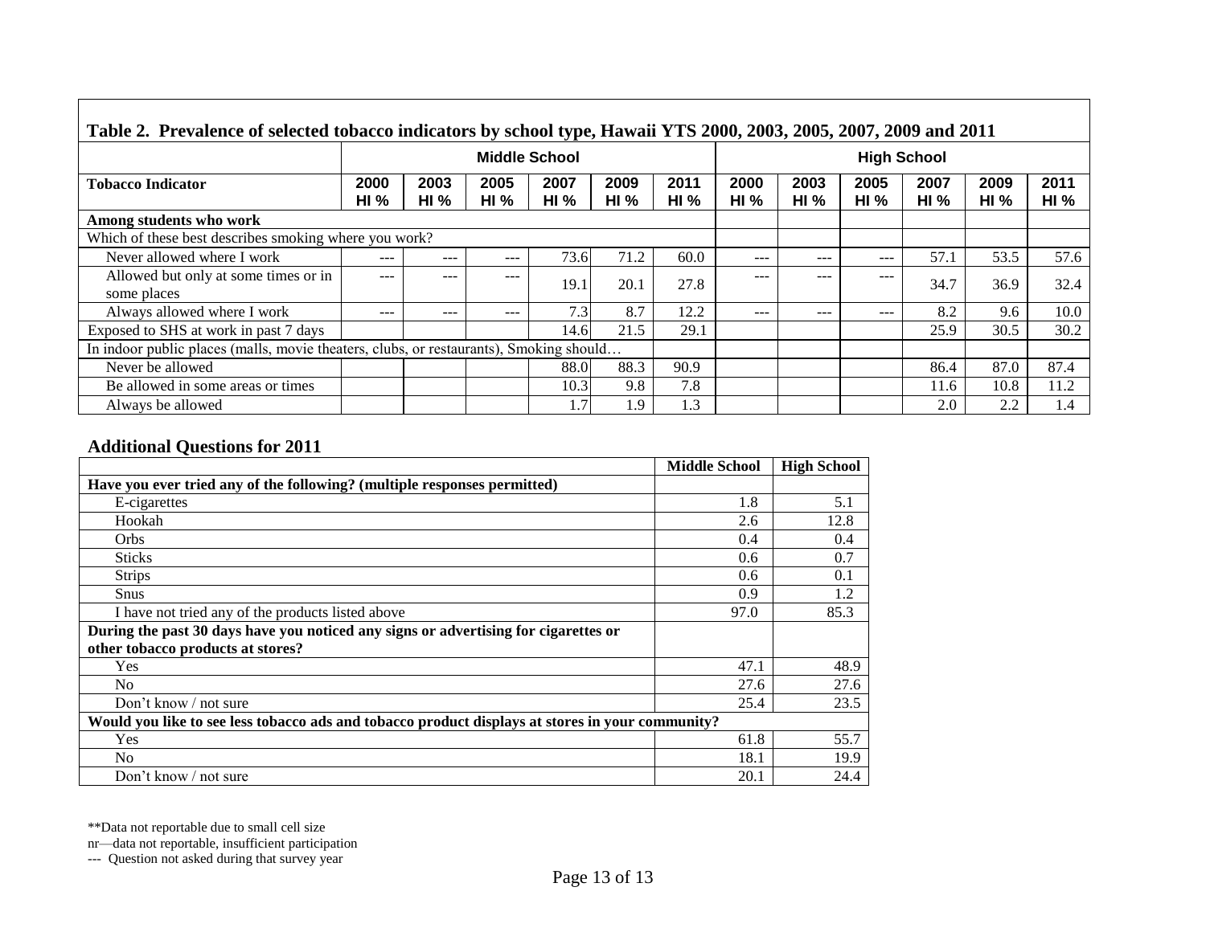## Table 2. Prevalence of selected tobacco indicators by school type, Hawaii YTS 2000, 2003, 2005, 2007, 2009 and 2011

| | Middle School | | | | | | High School | | | | | |
|---|---|---|---|---|---|---|---|---|---|---|---|---|
| **Tobacco Indicator** | 2000 HI % | 2003 HI % | 2005 HI % | 2007 HI % | 2009 HI % | 2011 HI % | 2000 HI % | 2003 HI % | 2005 HI % | 2007 HI % | 2009 HI % | 2011 HI % |
| **Among students who work** | | | | | | | | | | | | |
| Which of these best describes smoking where you work? | | | | | | | | | | | | |
| Never allowed where I work | --- | --- | --- | 73.6 | 71.2 | 60.0 | --- | --- | --- | 57.1 | 53.5 | 57.6 |
| Allowed but only at some times or in some places | --- | --- | --- | 19.1 | 20.1 | 27.8 | --- | --- | --- | 34.7 | 36.9 | 32.4 |
| Always allowed where I work | --- | --- | --- | 7.3 | 8.7 | 12.2 | --- | --- | --- | 8.2 | 9.6 | 10.0 |
| Exposed to SHS at work in past 7 days | | | | 14.6 | 21.5 | 29.1 | | | | 25.9 | 30.5 | 30.2 |
| In indoor public places (malls, movie theaters, clubs, or restaurants), Smoking should… | | | | | | | | | | | | |
| Never be allowed | | | | 88.0 | 88.3 | 90.9 | | | | 86.4 | 87.0 | 87.4 |
| Be allowed in some areas or times | | | | 10.3 | 9.8 | 7.8 | | | | 11.6 | 10.8 | 11.2 |
| Always be allowed | | | | 1.7 | 1.9 | 1.3 | | | | 2.0 | 2.2 | 1.4 |

### Additional Questions for 2011

| | Middle School | High School |
|---|---|---|
| **Have you ever tried any of the following? (multiple responses permitted)** | | |
| E-cigarettes | 1.8 | 5.1 |
| Hookah | 2.6 | 12.8 |
| Orbs | 0.4 | 0.4 |
| Sticks | 0.6 | 0.7 |
| Strips | 0.6 | 0.1 |
| Snus | 0.9 | 1.2 |
| I have not tried any of the products listed above | 97.0 | 85.3 |
| **During the past 30 days have you noticed any signs or advertising for cigarettes or other tobacco products at stores?** | | |
| Yes | 47.1 | 48.9 |
| No | 27.6 | 27.6 |
| Don't know / not sure | 25.4 | 23.5 |
| **Would you like to see less tobacco ads and tobacco product displays at stores in your community?** | | |
| Yes | 61.8 | 55.7 |
| No | 18.1 | 19.9 |
| Don't know / not sure | 20.1 | 24.4 |

**Data not reportable due to small cell size
nr—data not reportable, insufficient participation
--- Question not asked during that survey year